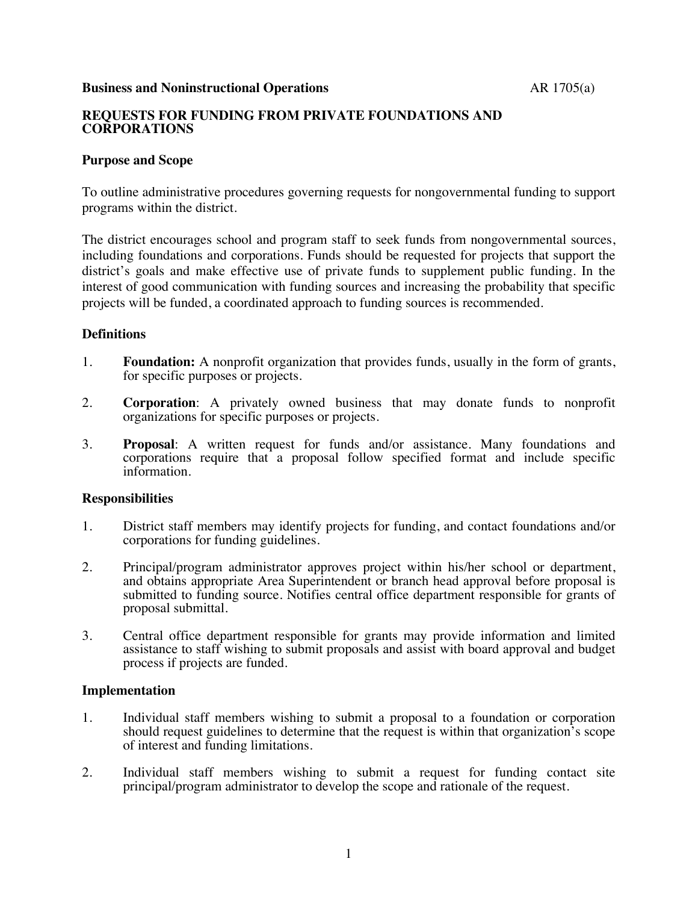**Business and Noninstructional Operations** AR 1705(a)

# REQUESTS FOR FUNDING FROM PRIVATE FOUNDATIONS AND CORPORATIONS

## Purpose and Scope

To outline administrative procedures governing requests for nongovernmental funding to support programs within the district.

The district encourages school and program staff to seek funds from nongovernmental sources, including foundations and corporations. Funds should be requested for projects that support the district's goals and make effective use of private funds to supplement public funding. In the interest of good communication with funding sources and increasing the probability that specific projects will be funded, a coordinated approach to funding sources is recommended.

## Definitions

1. **Foundation:** A nonprofit organization that provides funds, usually in the form of grants, for specific purposes or projects.

2. **Corporation**: A privately owned business that may donate funds to nonprofit organizations for specific purposes or projects.

3. **Proposal**: A written request for funds and/or assistance. Many foundations and corporations require that a proposal follow specified format and include specific information.

## Responsibilities

1. District staff members may identify projects for funding, and contact foundations and/or corporations for funding guidelines.

2. Principal/program administrator approves project within his/her school or department, and obtains appropriate Area Superintendent or branch head approval before proposal is submitted to funding source. Notifies central office department responsible for grants of proposal submittal.

3. Central office department responsible for grants may provide information and limited assistance to staff wishing to submit proposals and assist with board approval and budget process if projects are funded.

## Implementation

1. Individual staff members wishing to submit a proposal to a foundation or corporation should request guidelines to determine that the request is within that organization's scope of interest and funding limitations.

2. Individual staff members wishing to submit a request for funding contact site principal/program administrator to develop the scope and rationale of the request.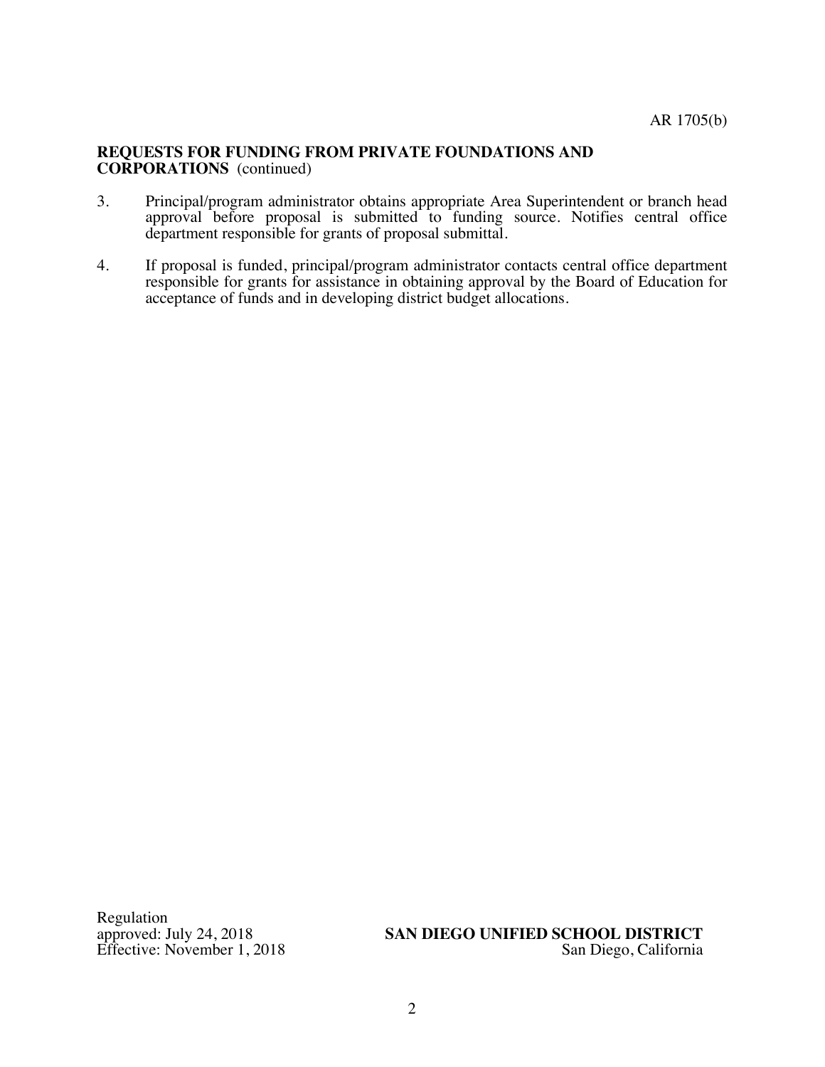**REQUESTS FOR FUNDING FROM PRIVATE FOUNDATIONS AND CORPORATIONS** (continued)

3. Principal/program administrator obtains appropriate Area Superintendent or branch head approval before proposal is submitted to funding source. Notifies central office department responsible for grants of proposal submittal.

4. If proposal is funded, principal/program administrator contacts central office department responsible for grants for assistance in obtaining approval by the Board of Education for acceptance of funds and in developing district budget allocations.

Regulation
approved: July 24, 2018
Effective: November 1, 2018

**SAN DIEGO UNIFIED SCHOOL DISTRICT**
San Diego, California